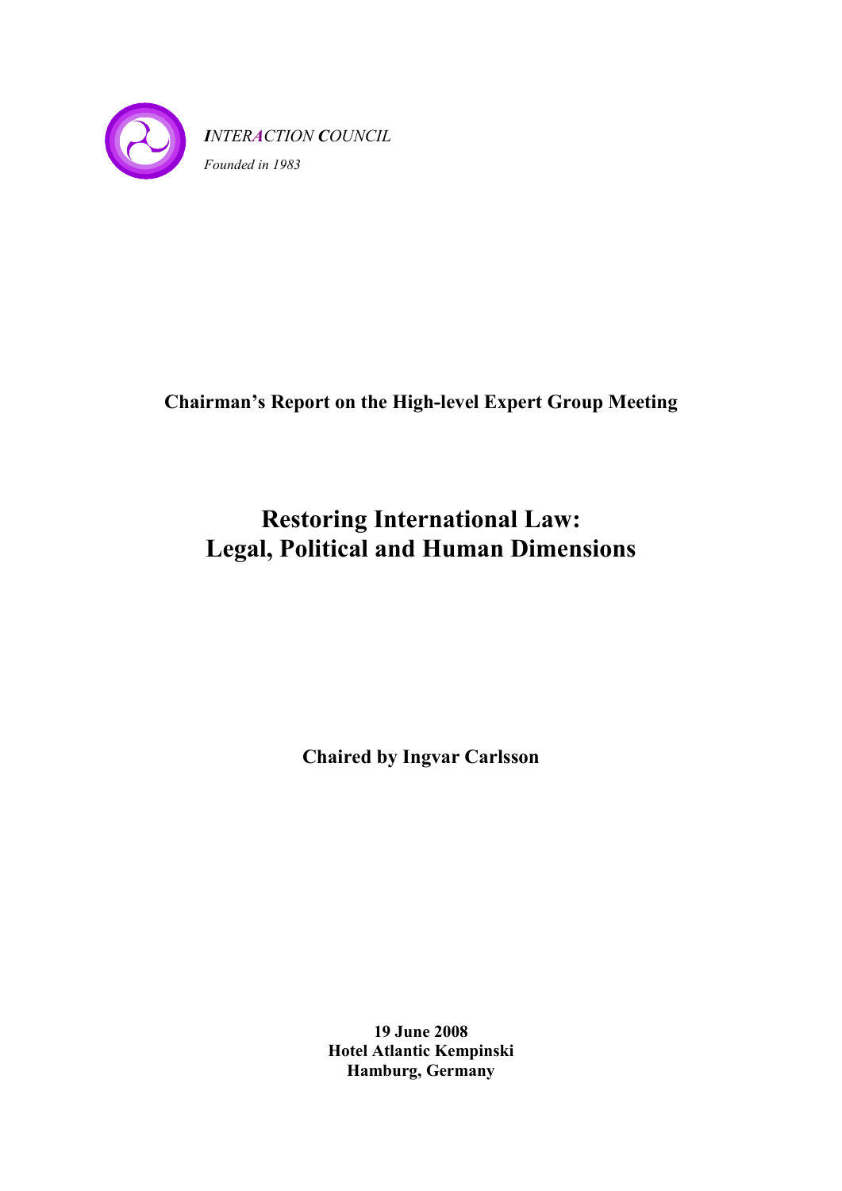*INTERACTION COUNCIL*

*Founded in 1983*

**Chairman's Report on the High-level Expert Group Meeting**

# Restoring International Law: Legal, Political and Human Dimensions

**Chaired by Ingvar Carlsson**

**19 June 2008**
**Hotel Atlantic Kempinski**
**Hamburg, Germany**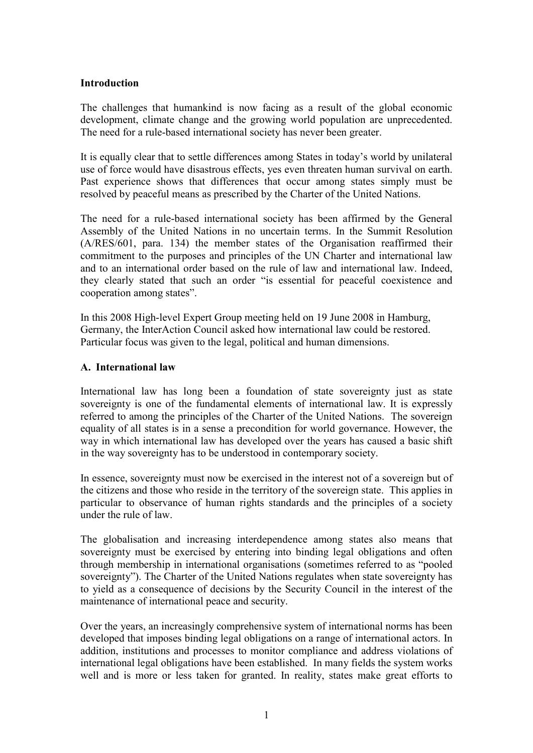**Introduction**

The challenges that humankind is now facing as a result of the global economic development, climate change and the growing world population are unprecedented. The need for a rule-based international society has never been greater.

It is equally clear that to settle differences among States in today's world by unilateral use of force would have disastrous effects, yes even threaten human survival on earth. Past experience shows that differences that occur among states simply must be resolved by peaceful means as prescribed by the Charter of the United Nations.

The need for a rule-based international society has been affirmed by the General Assembly of the United Nations in no uncertain terms. In the Summit Resolution (A/RES/601, para. 134) the member states of the Organisation reaffirmed their commitment to the purposes and principles of the UN Charter and international law and to an international order based on the rule of law and international law. Indeed, they clearly stated that such an order "is essential for peaceful coexistence and cooperation among states".

In this 2008 High-level Expert Group meeting held on 19 June 2008 in Hamburg, Germany, the InterAction Council asked how international law could be restored. Particular focus was given to the legal, political and human dimensions.

**A. International law**

International law has long been a foundation of state sovereignty just as state sovereignty is one of the fundamental elements of international law. It is expressly referred to among the principles of the Charter of the United Nations. The sovereign equality of all states is in a sense a precondition for world governance. However, the way in which international law has developed over the years has caused a basic shift in the way sovereignty has to be understood in contemporary society.

In essence, sovereignty must now be exercised in the interest not of a sovereign but of the citizens and those who reside in the territory of the sovereign state. This applies in particular to observance of human rights standards and the principles of a society under the rule of law.

The globalisation and increasing interdependence among states also means that sovereignty must be exercised by entering into binding legal obligations and often through membership in international organisations (sometimes referred to as "pooled sovereignty"). The Charter of the United Nations regulates when state sovereignty has to yield as a consequence of decisions by the Security Council in the interest of the maintenance of international peace and security.

Over the years, an increasingly comprehensive system of international norms has been developed that imposes binding legal obligations on a range of international actors. In addition, institutions and processes to monitor compliance and address violations of international legal obligations have been established. In many fields the system works well and is more or less taken for granted. In reality, states make great efforts to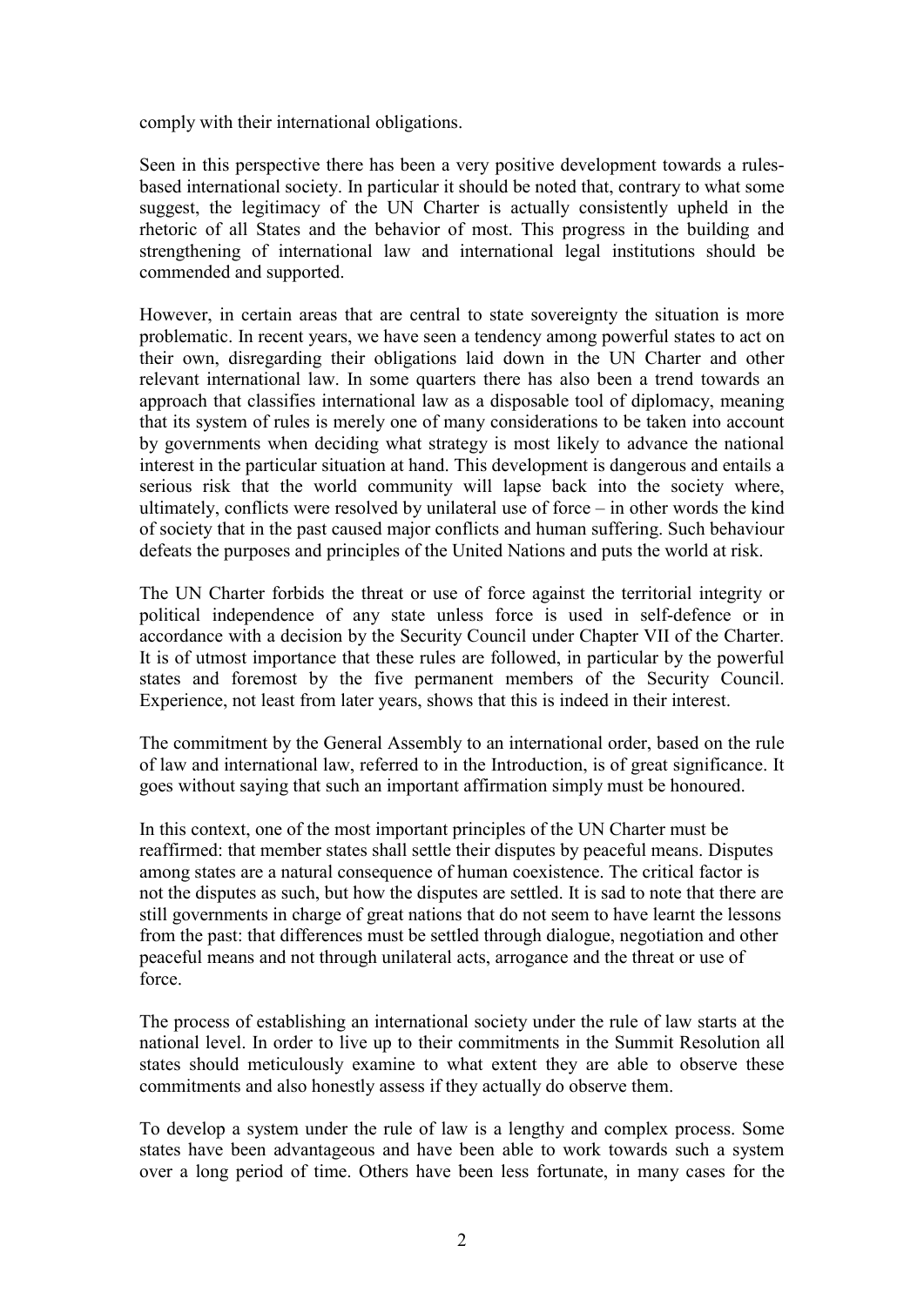comply with their international obligations.

Seen in this perspective there has been a very positive development towards a rules-based international society. In particular it should be noted that, contrary to what some suggest, the legitimacy of the UN Charter is actually consistently upheld in the rhetoric of all States and the behavior of most. This progress in the building and strengthening of international law and international legal institutions should be commended and supported.

However, in certain areas that are central to state sovereignty the situation is more problematic. In recent years, we have seen a tendency among powerful states to act on their own, disregarding their obligations laid down in the UN Charter and other relevant international law. In some quarters there has also been a trend towards an approach that classifies international law as a disposable tool of diplomacy, meaning that its system of rules is merely one of many considerations to be taken into account by governments when deciding what strategy is most likely to advance the national interest in the particular situation at hand. This development is dangerous and entails a serious risk that the world community will lapse back into the society where, ultimately, conflicts were resolved by unilateral use of force – in other words the kind of society that in the past caused major conflicts and human suffering. Such behaviour defeats the purposes and principles of the United Nations and puts the world at risk.

The UN Charter forbids the threat or use of force against the territorial integrity or political independence of any state unless force is used in self-defence or in accordance with a decision by the Security Council under Chapter VII of the Charter. It is of utmost importance that these rules are followed, in particular by the powerful states and foremost by the five permanent members of the Security Council. Experience, not least from later years, shows that this is indeed in their interest.

The commitment by the General Assembly to an international order, based on the rule of law and international law, referred to in the Introduction, is of great significance. It goes without saying that such an important affirmation simply must be honoured.

In this context, one of the most important principles of the UN Charter must be reaffirmed: that member states shall settle their disputes by peaceful means. Disputes among states are a natural consequence of human coexistence. The critical factor is not the disputes as such, but how the disputes are settled. It is sad to note that there are still governments in charge of great nations that do not seem to have learnt the lessons from the past: that differences must be settled through dialogue, negotiation and other peaceful means and not through unilateral acts, arrogance and the threat or use of force.

The process of establishing an international society under the rule of law starts at the national level. In order to live up to their commitments in the Summit Resolution all states should meticulously examine to what extent they are able to observe these commitments and also honestly assess if they actually do observe them.

To develop a system under the rule of law is a lengthy and complex process. Some states have been advantageous and have been able to work towards such a system over a long period of time. Others have been less fortunate, in many cases for the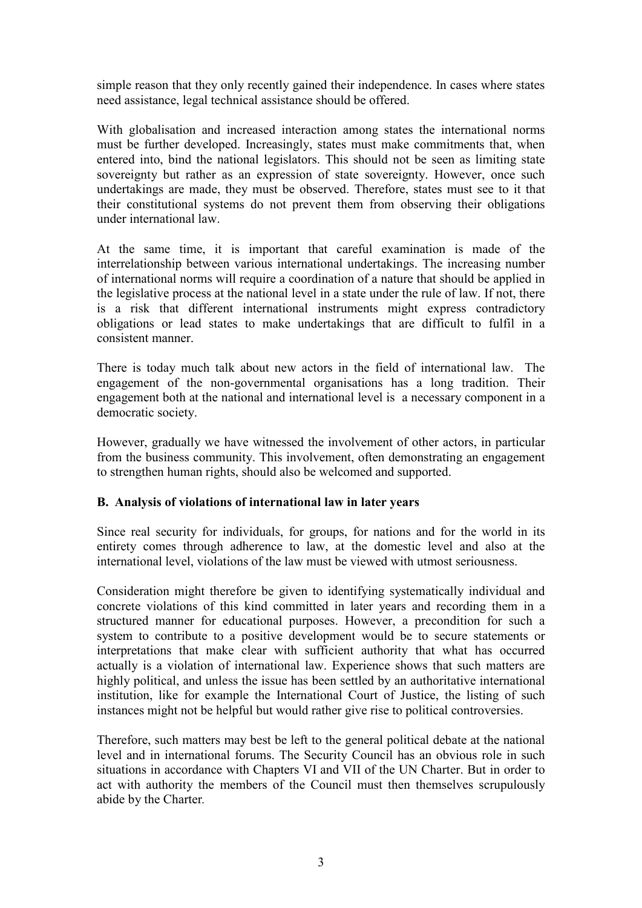simple reason that they only recently gained their independence. In cases where states need assistance, legal technical assistance should be offered.

With globalisation and increased interaction among states the international norms must be further developed. Increasingly, states must make commitments that, when entered into, bind the national legislators. This should not be seen as limiting state sovereignty but rather as an expression of state sovereignty. However, once such undertakings are made, they must be observed. Therefore, states must see to it that their constitutional systems do not prevent them from observing their obligations under international law.

At the same time, it is important that careful examination is made of the interrelationship between various international undertakings. The increasing number of international norms will require a coordination of a nature that should be applied in the legislative process at the national level in a state under the rule of law. If not, there is a risk that different international instruments might express contradictory obligations or lead states to make undertakings that are difficult to fulfil in a consistent manner.

There is today much talk about new actors in the field of international law. The engagement of the non-governmental organisations has a long tradition. Their engagement both at the national and international level is a necessary component in a democratic society.

However, gradually we have witnessed the involvement of other actors, in particular from the business community. This involvement, often demonstrating an engagement to strengthen human rights, should also be welcomed and supported.

### B. Analysis of violations of international law in later years

Since real security for individuals, for groups, for nations and for the world in its entirety comes through adherence to law, at the domestic level and also at the international level, violations of the law must be viewed with utmost seriousness.

Consideration might therefore be given to identifying systematically individual and concrete violations of this kind committed in later years and recording them in a structured manner for educational purposes. However, a precondition for such a system to contribute to a positive development would be to secure statements or interpretations that make clear with sufficient authority that what has occurred actually is a violation of international law. Experience shows that such matters are highly political, and unless the issue has been settled by an authoritative international institution, like for example the International Court of Justice, the listing of such instances might not be helpful but would rather give rise to political controversies.

Therefore, such matters may best be left to the general political debate at the national level and in international forums. The Security Council has an obvious role in such situations in accordance with Chapters VI and VII of the UN Charter. But in order to act with authority the members of the Council must then themselves scrupulously abide by the Charter.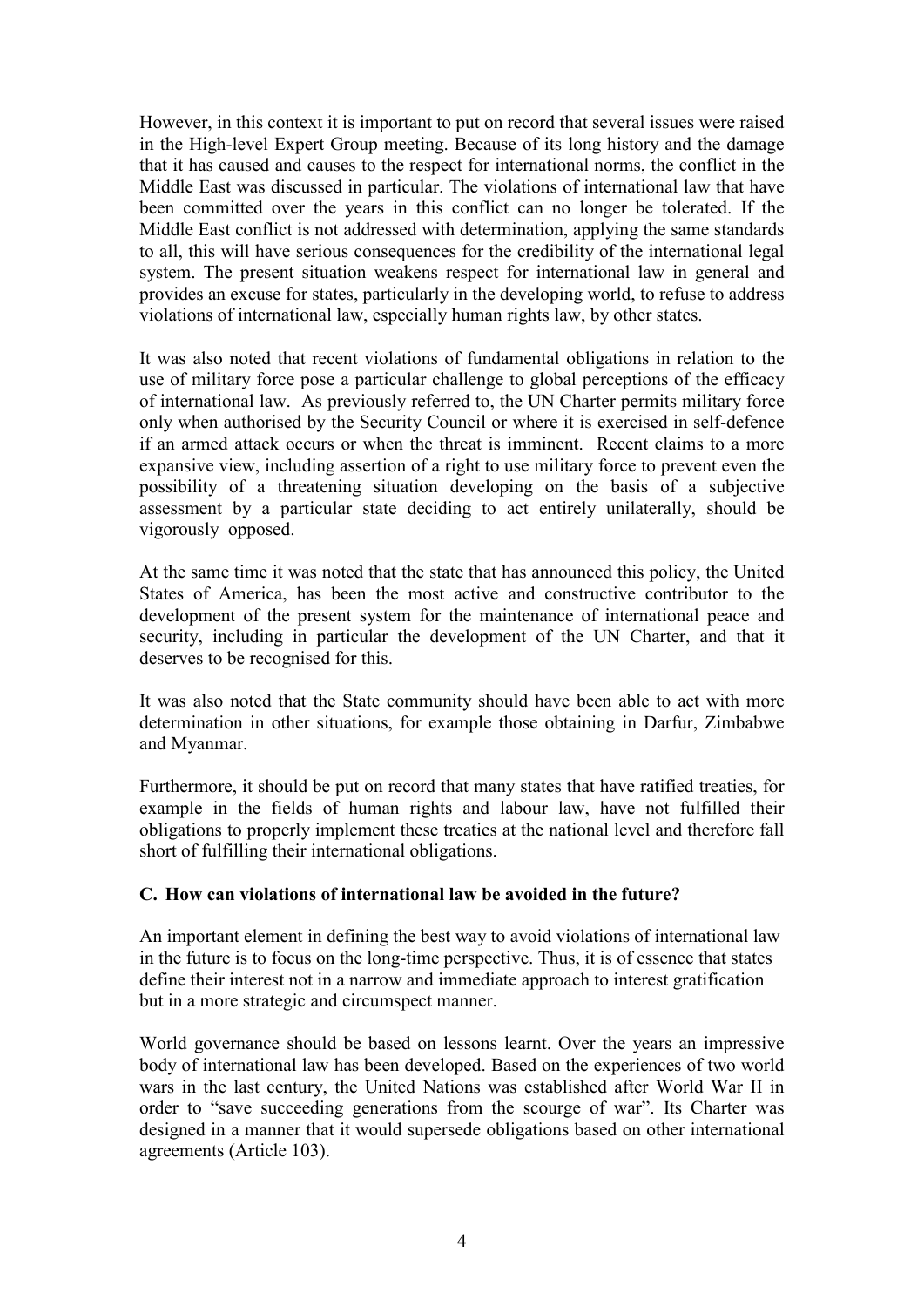However, in this context it is important to put on record that several issues were raised in the High-level Expert Group meeting. Because of its long history and the damage that it has caused and causes to the respect for international norms, the conflict in the Middle East was discussed in particular. The violations of international law that have been committed over the years in this conflict can no longer be tolerated. If the Middle East conflict is not addressed with determination, applying the same standards to all, this will have serious consequences for the credibility of the international legal system. The present situation weakens respect for international law in general and provides an excuse for states, particularly in the developing world, to refuse to address violations of international law, especially human rights law, by other states.

It was also noted that recent violations of fundamental obligations in relation to the use of military force pose a particular challenge to global perceptions of the efficacy of international law. As previously referred to, the UN Charter permits military force only when authorised by the Security Council or where it is exercised in self-defence if an armed attack occurs or when the threat is imminent. Recent claims to a more expansive view, including assertion of a right to use military force to prevent even the possibility of a threatening situation developing on the basis of a subjective assessment by a particular state deciding to act entirely unilaterally, should be vigorously opposed.

At the same time it was noted that the state that has announced this policy, the United States of America, has been the most active and constructive contributor to the development of the present system for the maintenance of international peace and security, including in particular the development of the UN Charter, and that it deserves to be recognised for this.

It was also noted that the State community should have been able to act with more determination in other situations, for example those obtaining in Darfur, Zimbabwe and Myanmar.

Furthermore, it should be put on record that many states that have ratified treaties, for example in the fields of human rights and labour law, have not fulfilled their obligations to properly implement these treaties at the national level and therefore fall short of fulfilling their international obligations.

**C. How can violations of international law be avoided in the future?**

An important element in defining the best way to avoid violations of international law in the future is to focus on the long-time perspective. Thus, it is of essence that states define their interest not in a narrow and immediate approach to interest gratification but in a more strategic and circumspect manner.

World governance should be based on lessons learnt. Over the years an impressive body of international law has been developed. Based on the experiences of two world wars in the last century, the United Nations was established after World War II in order to "save succeeding generations from the scourge of war". Its Charter was designed in a manner that it would supersede obligations based on other international agreements (Article 103).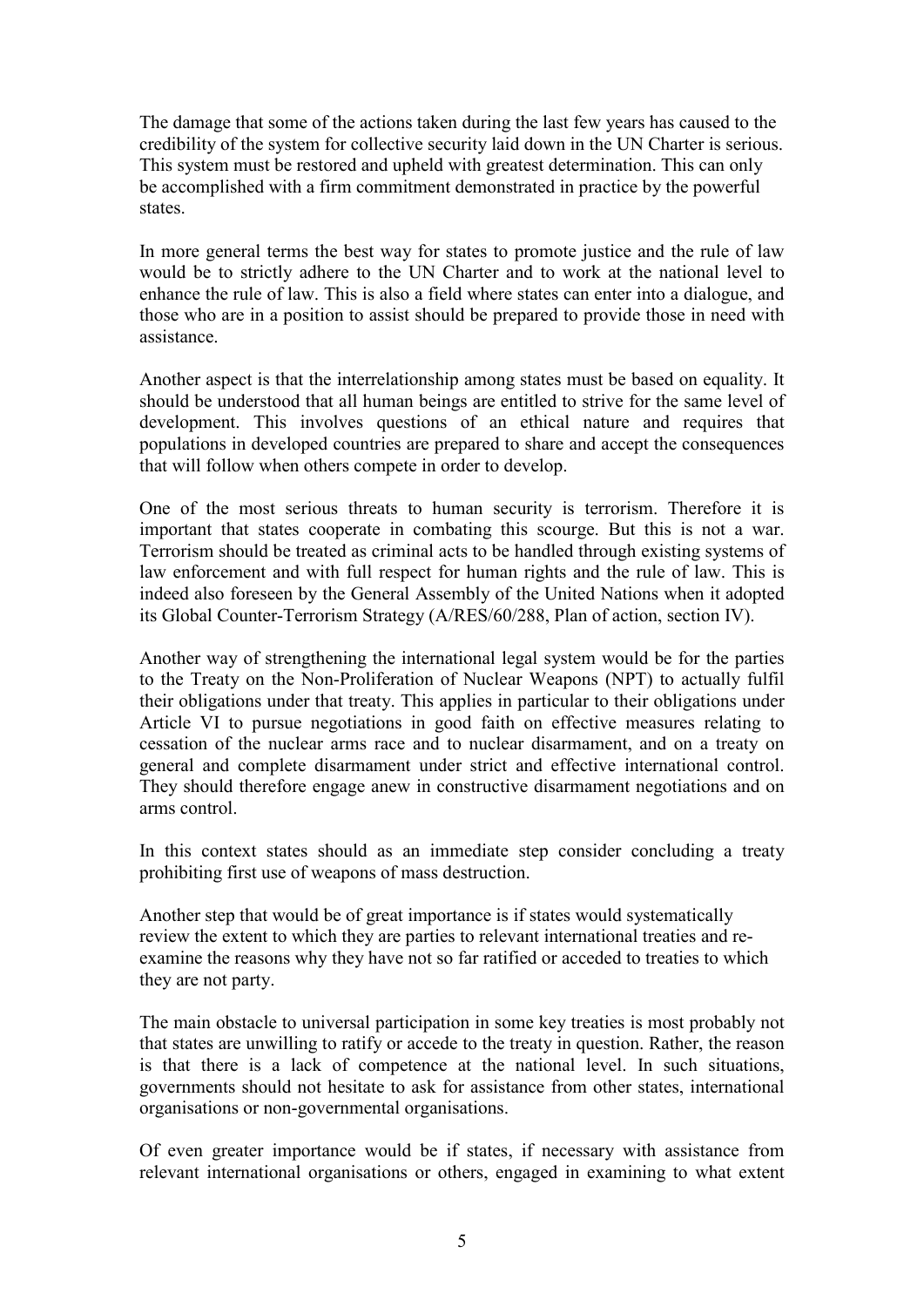The damage that some of the actions taken during the last few years has caused to the credibility of the system for collective security laid down in the UN Charter is serious. This system must be restored and upheld with greatest determination. This can only be accomplished with a firm commitment demonstrated in practice by the powerful states.

In more general terms the best way for states to promote justice and the rule of law would be to strictly adhere to the UN Charter and to work at the national level to enhance the rule of law. This is also a field where states can enter into a dialogue, and those who are in a position to assist should be prepared to provide those in need with assistance.

Another aspect is that the interrelationship among states must be based on equality. It should be understood that all human beings are entitled to strive for the same level of development. This involves questions of an ethical nature and requires that populations in developed countries are prepared to share and accept the consequences that will follow when others compete in order to develop.

One of the most serious threats to human security is terrorism. Therefore it is important that states cooperate in combating this scourge. But this is not a war. Terrorism should be treated as criminal acts to be handled through existing systems of law enforcement and with full respect for human rights and the rule of law. This is indeed also foreseen by the General Assembly of the United Nations when it adopted its Global Counter-Terrorism Strategy (A/RES/60/288, Plan of action, section IV).

Another way of strengthening the international legal system would be for the parties to the Treaty on the Non-Proliferation of Nuclear Weapons (NPT) to actually fulfil their obligations under that treaty. This applies in particular to their obligations under Article VI to pursue negotiations in good faith on effective measures relating to cessation of the nuclear arms race and to nuclear disarmament, and on a treaty on general and complete disarmament under strict and effective international control. They should therefore engage anew in constructive disarmament negotiations and on arms control.

In this context states should as an immediate step consider concluding a treaty prohibiting first use of weapons of mass destruction.

Another step that would be of great importance is if states would systematically review the extent to which they are parties to relevant international treaties and re-examine the reasons why they have not so far ratified or acceded to treaties to which they are not party.

The main obstacle to universal participation in some key treaties is most probably not that states are unwilling to ratify or accede to the treaty in question. Rather, the reason is that there is a lack of competence at the national level. In such situations, governments should not hesitate to ask for assistance from other states, international organisations or non-governmental organisations.

Of even greater importance would be if states, if necessary with assistance from relevant international organisations or others, engaged in examining to what extent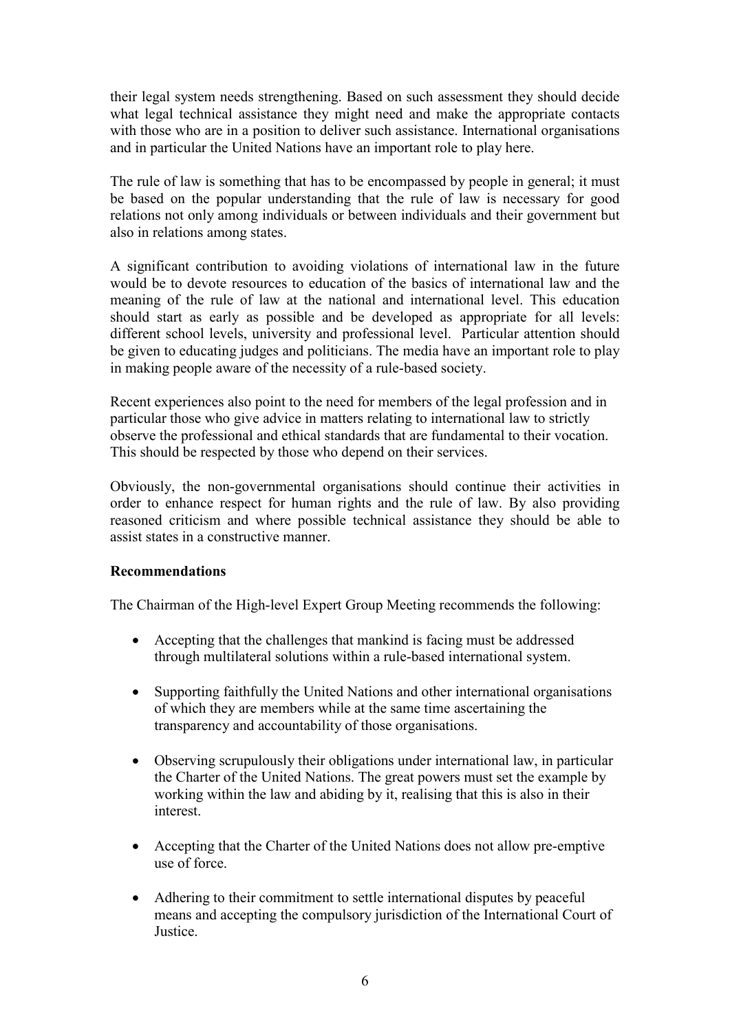their legal system needs strengthening. Based on such assessment they should decide what legal technical assistance they might need and make the appropriate contacts with those who are in a position to deliver such assistance. International organisations and in particular the United Nations have an important role to play here.

The rule of law is something that has to be encompassed by people in general; it must be based on the popular understanding that the rule of law is necessary for good relations not only among individuals or between individuals and their government but also in relations among states.

A significant contribution to avoiding violations of international law in the future would be to devote resources to education of the basics of international law and the meaning of the rule of law at the national and international level. This education should start as early as possible and be developed as appropriate for all levels: different school levels, university and professional level. Particular attention should be given to educating judges and politicians. The media have an important role to play in making people aware of the necessity of a rule-based society.

Recent experiences also point to the need for members of the legal profession and in particular those who give advice in matters relating to international law to strictly observe the professional and ethical standards that are fundamental to their vocation. This should be respected by those who depend on their services.

Obviously, the non-governmental organisations should continue their activities in order to enhance respect for human rights and the rule of law. By also providing reasoned criticism and where possible technical assistance they should be able to assist states in a constructive manner.

**Recommendations**

The Chairman of the High-level Expert Group Meeting recommends the following:

- Accepting that the challenges that mankind is facing must be addressed through multilateral solutions within a rule-based international system.

- Supporting faithfully the United Nations and other international organisations of which they are members while at the same time ascertaining the transparency and accountability of those organisations.

- Observing scrupulously their obligations under international law, in particular the Charter of the United Nations. The great powers must set the example by working within the law and abiding by it, realising that this is also in their interest.

- Accepting that the Charter of the United Nations does not allow pre-emptive use of force.

- Adhering to their commitment to settle international disputes by peaceful means and accepting the compulsory jurisdiction of the International Court of Justice.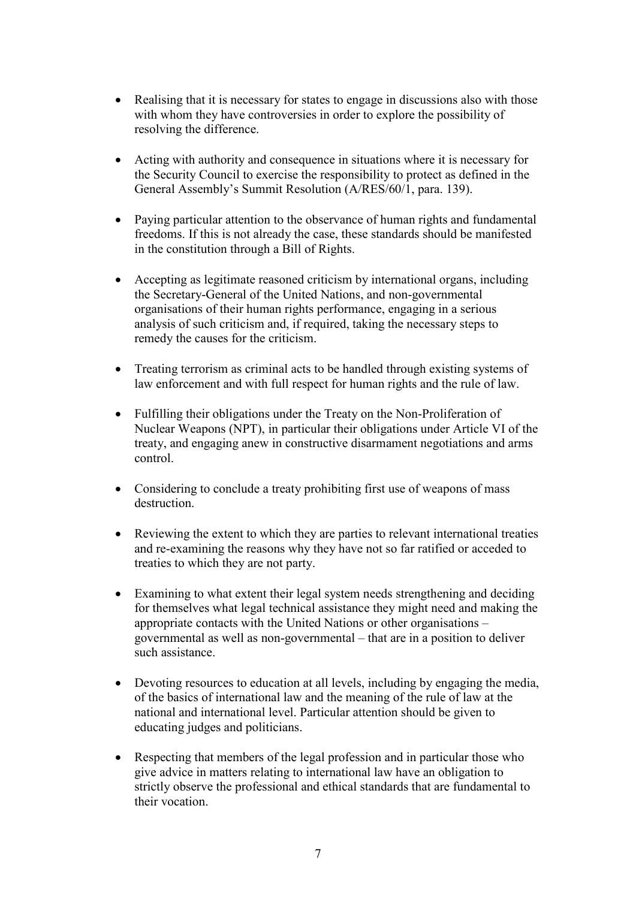- Realising that it is necessary for states to engage in discussions also with those with whom they have controversies in order to explore the possibility of resolving the difference.

- Acting with authority and consequence in situations where it is necessary for the Security Council to exercise the responsibility to protect as defined in the General Assembly's Summit Resolution (A/RES/60/1, para. 139).

- Paying particular attention to the observance of human rights and fundamental freedoms. If this is not already the case, these standards should be manifested in the constitution through a Bill of Rights.

- Accepting as legitimate reasoned criticism by international organs, including the Secretary-General of the United Nations, and non-governmental organisations of their human rights performance, engaging in a serious analysis of such criticism and, if required, taking the necessary steps to remedy the causes for the criticism.

- Treating terrorism as criminal acts to be handled through existing systems of law enforcement and with full respect for human rights and the rule of law.

- Fulfilling their obligations under the Treaty on the Non-Proliferation of Nuclear Weapons (NPT), in particular their obligations under Article VI of the treaty, and engaging anew in constructive disarmament negotiations and arms control.

- Considering to conclude a treaty prohibiting first use of weapons of mass destruction.

- Reviewing the extent to which they are parties to relevant international treaties and re-examining the reasons why they have not so far ratified or acceded to treaties to which they are not party.

- Examining to what extent their legal system needs strengthening and deciding for themselves what legal technical assistance they might need and making the appropriate contacts with the United Nations or other organisations – governmental as well as non-governmental – that are in a position to deliver such assistance.

- Devoting resources to education at all levels, including by engaging the media, of the basics of international law and the meaning of the rule of law at the national and international level. Particular attention should be given to educating judges and politicians.

- Respecting that members of the legal profession and in particular those who give advice in matters relating to international law have an obligation to strictly observe the professional and ethical standards that are fundamental to their vocation.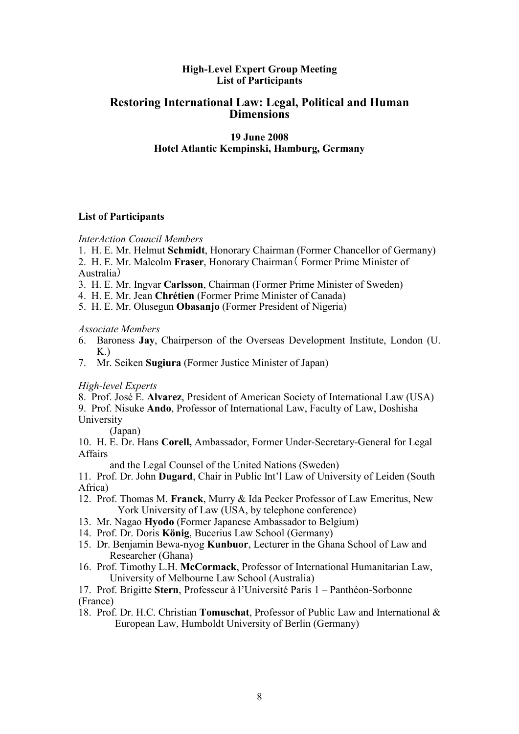**High-Level Expert Group Meeting**
**List of Participants**

## Restoring International Law: Legal, Political and Human Dimensions

**19 June 2008**
**Hotel Atlantic Kempinski, Hamburg, Germany**

**List of Participants**

*InterAction Council Members*

1. H. E. Mr. Helmut **Schmidt**, Honorary Chairman (Former Chancellor of Germany)
2. H. E. Mr. Malcolm **Fraser**, Honorary Chairman（ Former Prime Minister of Australia）
3. H. E. Mr. Ingvar **Carlsson**, Chairman (Former Prime Minister of Sweden)
4. H. E. Mr. Jean **Chrétien** (Former Prime Minister of Canada)
5. H. E. Mr. Olusegun **Obasanjo** (Former President of Nigeria)

*Associate Members*

6. Baroness **Jay**, Chairperson of the Overseas Development Institute, London (U. K.)
7. Mr. Seiken **Sugiura** (Former Justice Minister of Japan)

*High-level Experts*

8. Prof. José E. **Alvarez**, President of American Society of International Law (USA)
9. Prof. Nisuke **Ando**, Professor of International Law, Faculty of Law, Doshisha University (Japan)
10. H. E. Dr. Hans **Corell,** Ambassador, Former Under-Secretary-General for Legal Affairs and the Legal Counsel of the United Nations (Sweden)
11. Prof. Dr. John **Dugard**, Chair in Public Int'l Law of University of Leiden (South Africa)
12. Prof. Thomas M. **Franck**, Murry & Ida Pecker Professor of Law Emeritus, New York University of Law (USA, by telephone conference)
13. Mr. Nagao **Hyodo** (Former Japanese Ambassador to Belgium)
14. Prof. Dr. Doris **König**, Bucerius Law School (Germany)
15. Dr. Benjamin Bewa-nyog **Kunbuor**, Lecturer in the Ghana School of Law and Researcher (Ghana)
16. Prof. Timothy L.H. **McCormack**, Professor of International Humanitarian Law, University of Melbourne Law School (Australia)
17. Prof. Brigitte **Stern**, Professeur à l'Université Paris 1 – Panthéon-Sorbonne (France)
18. Prof. Dr. H.C. Christian **Tomuschat**, Professor of Public Law and International & European Law, Humboldt University of Berlin (Germany)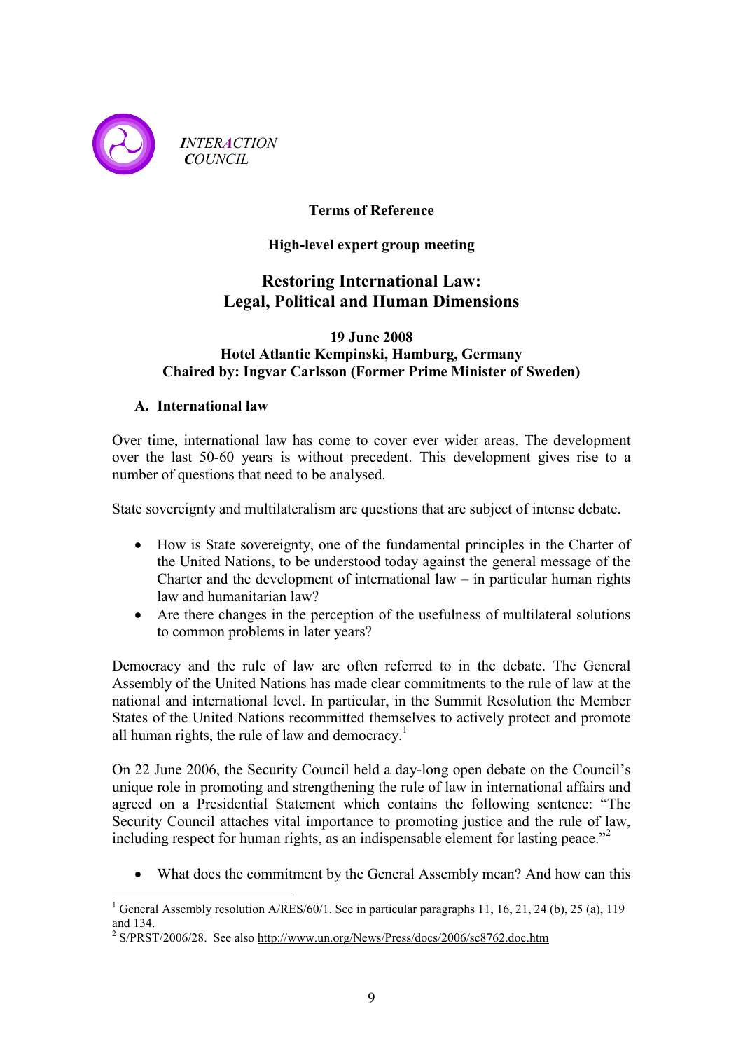*INTERACTION COUNCIL*

**Terms of Reference**

**High-level expert group meeting**

# Restoring International Law: Legal, Political and Human Dimensions

**19 June 2008**
**Hotel Atlantic Kempinski, Hamburg, Germany**
**Chaired by: Ingvar Carlsson (Former Prime Minister of Sweden)**

## A. International law

Over time, international law has come to cover ever wider areas. The development over the last 50-60 years is without precedent. This development gives rise to a number of questions that need to be analysed.

State sovereignty and multilateralism are questions that are subject of intense debate.

- How is State sovereignty, one of the fundamental principles in the Charter of the United Nations, to be understood today against the general message of the Charter and the development of international law – in particular human rights law and humanitarian law?
- Are there changes in the perception of the usefulness of multilateral solutions to common problems in later years?

Democracy and the rule of law are often referred to in the debate. The General Assembly of the United Nations has made clear commitments to the rule of law at the national and international level. In particular, in the Summit Resolution the Member States of the United Nations recommitted themselves to actively protect and promote all human rights, the rule of law and democracy.[1]

On 22 June 2006, the Security Council held a day-long open debate on the Council's unique role in promoting and strengthening the rule of law in international affairs and agreed on a Presidential Statement which contains the following sentence: "The Security Council attaches vital importance to promoting justice and the rule of law, including respect for human rights, as an indispensable element for lasting peace."[2]

- What does the commitment by the General Assembly mean? And how can this

[1] General Assembly resolution A/RES/60/1. See in particular paragraphs 11, 16, 21, 24 (b), 25 (a), 119 and 134.

[2] S/PRST/2006/28. See also http://www.un.org/News/Press/docs/2006/sc8762.doc.htm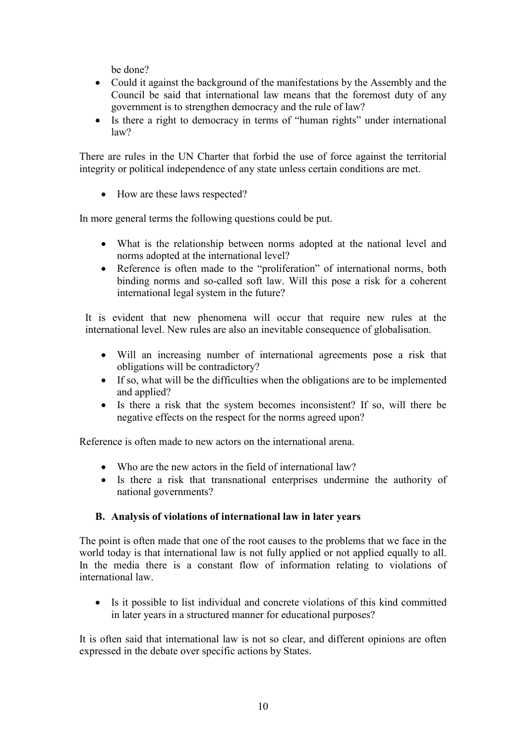be done?

- Could it against the background of the manifestations by the Assembly and the Council be said that international law means that the foremost duty of any government is to strengthen democracy and the rule of law?
- Is there a right to democracy in terms of "human rights" under international law?

There are rules in the UN Charter that forbid the use of force against the territorial integrity or political independence of any state unless certain conditions are met.

- How are these laws respected?

In more general terms the following questions could be put.

- What is the relationship between norms adopted at the national level and norms adopted at the international level?
- Reference is often made to the "proliferation" of international norms, both binding norms and so-called soft law. Will this pose a risk for a coherent international legal system in the future?

It is evident that new phenomena will occur that require new rules at the international level. New rules are also an inevitable consequence of globalisation.

- Will an increasing number of international agreements pose a risk that obligations will be contradictory?
- If so, what will be the difficulties when the obligations are to be implemented and applied?
- Is there a risk that the system becomes inconsistent? If so, will there be negative effects on the respect for the norms agreed upon?

Reference is often made to new actors on the international arena.

- Who are the new actors in the field of international law?
- Is there a risk that transnational enterprises undermine the authority of national governments?

### B. Analysis of violations of international law in later years

The point is often made that one of the root causes to the problems that we face in the world today is that international law is not fully applied or not applied equally to all. In the media there is a constant flow of information relating to violations of international law.

- Is it possible to list individual and concrete violations of this kind committed in later years in a structured manner for educational purposes?

It is often said that international law is not so clear, and different opinions are often expressed in the debate over specific actions by States.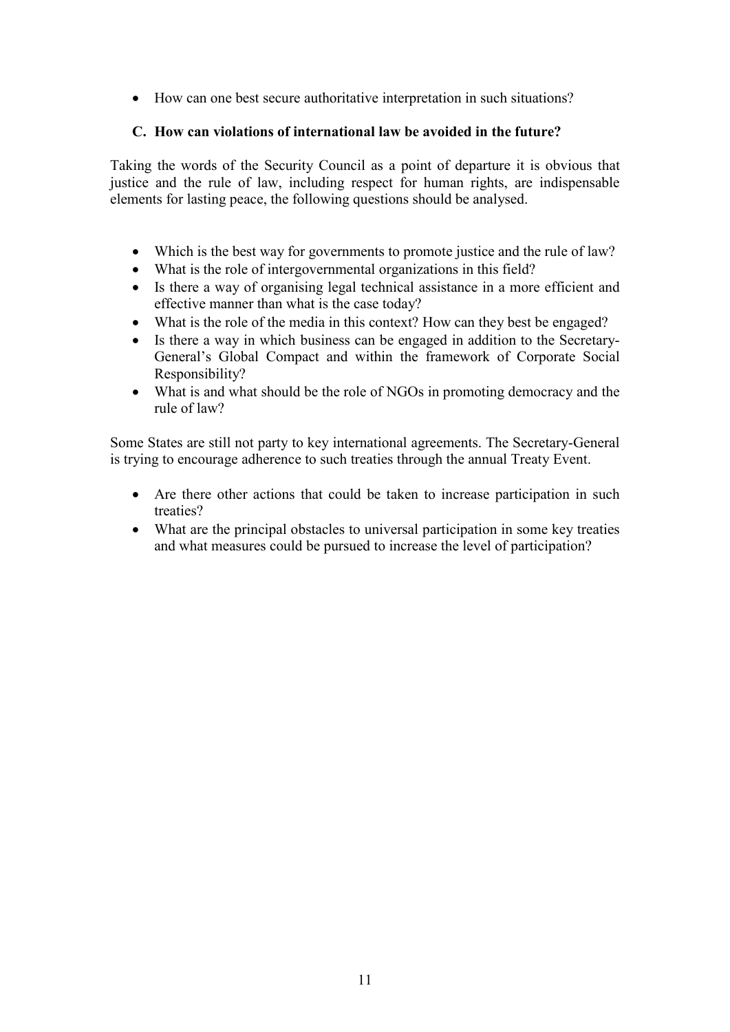- How can one best secure authoritative interpretation in such situations?

### C. How can violations of international law be avoided in the future?

Taking the words of the Security Council as a point of departure it is obvious that justice and the rule of law, including respect for human rights, are indispensable elements for lasting peace, the following questions should be analysed.

- Which is the best way for governments to promote justice and the rule of law?
- What is the role of intergovernmental organizations in this field?
- Is there a way of organising legal technical assistance in a more efficient and effective manner than what is the case today?
- What is the role of the media in this context? How can they best be engaged?
- Is there a way in which business can be engaged in addition to the Secretary-General's Global Compact and within the framework of Corporate Social Responsibility?
- What is and what should be the role of NGOs in promoting democracy and the rule of law?

Some States are still not party to key international agreements. The Secretary-General is trying to encourage adherence to such treaties through the annual Treaty Event.

- Are there other actions that could be taken to increase participation in such treaties?
- What are the principal obstacles to universal participation in some key treaties and what measures could be pursued to increase the level of participation?